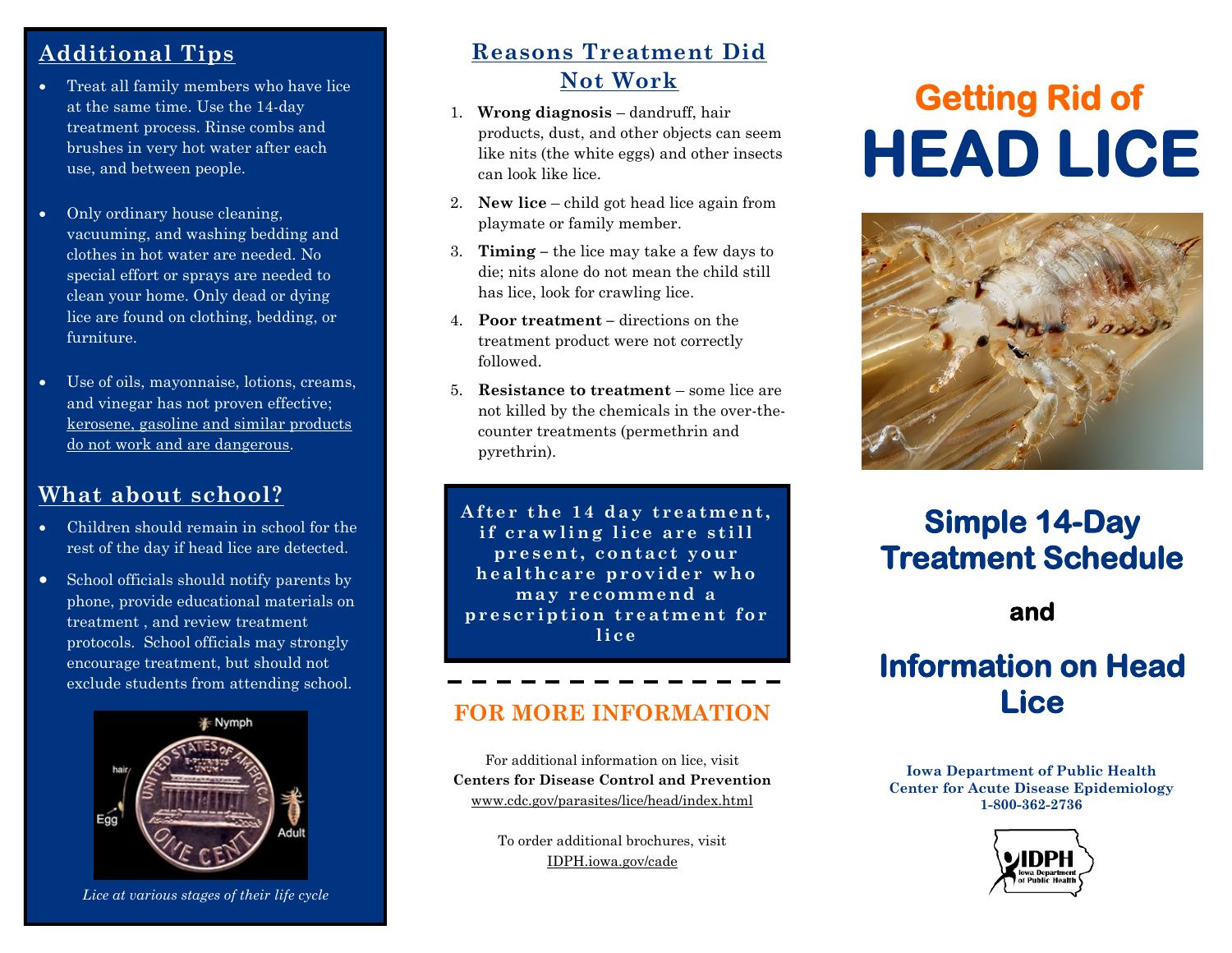## Additional Tips

- Treat all family members who have lice at the same time. Use the 14-day treatment process. Rinse combs and brushes in very hot water after each use, and between people.
- Only ordinary house cleaning, vacuuming, and washing bedding and clothes in hot water are needed. No special effort or sprays are needed to clean your home. Only dead or dying lice are found on clothing, bedding, or furniture.
- Use of oils, mayonnaise, lotions, creams, and vinegar has not proven effective; kerosene, gasoline and similar products do not work and are dangerous.

## What about school?

- Children should remain in school for the rest of the day if head lice are detected.
- School officials should notify parents by phone, provide educational materials on treatment , and review treatment protocols. School officials may strongly encourage treatment, but should not exclude students from attending school.

Nymph

hair

Egg

Adult

*Lice at various stages of their life cycle*

## Reasons Treatment Did Not Work

1. **Wrong diagnosis** – dandruff, hair products, dust, and other objects can seem like nits (the white eggs) and other insects can look like lice.
2. **New lice** – child got head lice again from playmate or family member.
3. **Timing** – the lice may take a few days to die; nits alone do not mean the child still has lice, look for crawling lice.
4. **Poor treatment** – directions on the treatment product were not correctly followed.
5. **Resistance to treatment** – some lice are not killed by the chemicals in the over-the-counter treatments (permethrin and pyrethrin).

**After the 14 day treatment, if crawling lice are still present, contact your healthcare provider who may recommend a prescription treatment for lice**

## FOR MORE INFORMATION

For additional information on lice, visit
**Centers for Disease Control and Prevention**
www.cdc.gov/parasites/lice/head/index.html

To order additional brochures, visit
IDPH.iowa.gov/cade

# Getting Rid of HEAD LICE

## Simple 14-Day Treatment Schedule

**and**

## Information on Head Lice

**Iowa Department of Public Health**
**Center for Acute Disease Epidemiology**
**1-800-362-2736**

IDPH Iowa Department of Public Health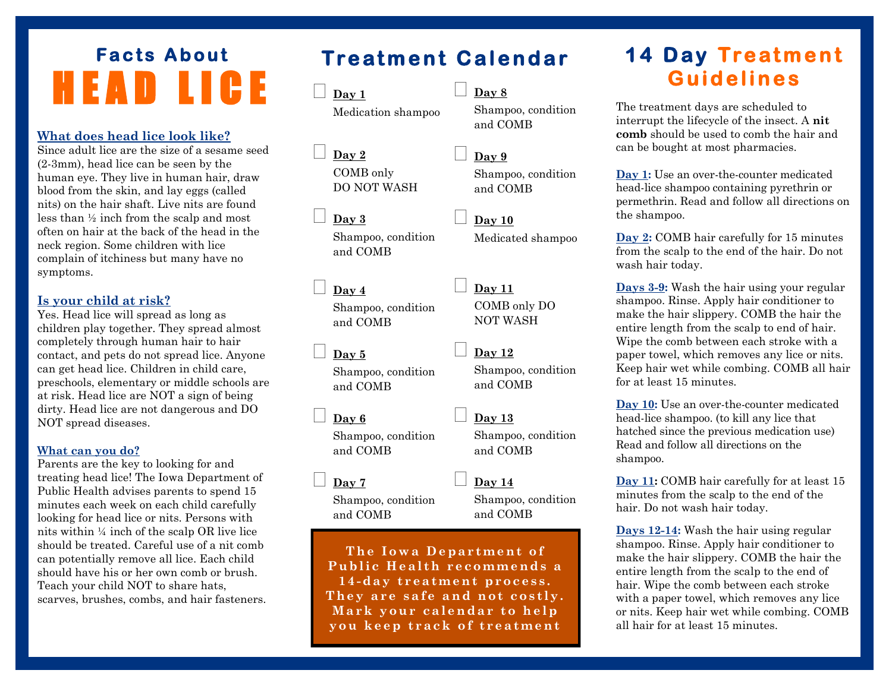# Facts About HEAD LICE

### What does head lice look like?

Since adult lice are the size of a sesame seed (2-3mm), head lice can be seen by the human eye. They live in human hair, draw blood from the skin, and lay eggs (called nits) on the hair shaft. Live nits are found less than ½ inch from the scalp and most often on hair at the back of the head in the neck region. Some children with lice complain of itchiness but many have no symptoms.

### Is your child at risk?

Yes. Head lice will spread as long as children play together. They spread almost completely through human hair to hair contact, and pets do not spread lice. Anyone can get head lice. Children in child care, preschools, elementary or middle schools are at risk. Head lice are NOT a sign of being dirty. Head lice are not dangerous and DO NOT spread diseases.

### What can you do?

Parents are the key to looking for and treating head lice! The Iowa Department of Public Health advises parents to spend 15 minutes each week on each child carefully looking for head lice or nits. Persons with nits within ¼ inch of the scalp OR live lice should be treated. Careful use of a nit comb can potentially remove all lice. Each child should have his or her own comb or brush. Teach your child NOT to share hats, scarves, brushes, combs, and hair fasteners.

# Treatment Calendar

- ☐ **Day 1** Medication shampoo
- ☐ **Day 2** COMB only DO NOT WASH
- ☐ **Day 3** Shampoo, condition and COMB
- ☐ **Day 4** Shampoo, condition and COMB
- ☐ **Day 5** Shampoo, condition and COMB
- ☐ **Day 6** Shampoo, condition and COMB
- ☐ **Day 7** Shampoo, condition and COMB
- ☐ **Day 8** Shampoo, condition and COMB
- ☐ **Day 9** Shampoo, condition and COMB
- ☐ **Day 10** Medicated shampoo
- ☐ **Day 11** COMB only DO NOT WASH
- ☐ **Day 12** Shampoo, condition and COMB
- ☐ **Day 13** Shampoo, condition and COMB
- ☐ **Day 14** Shampoo, condition and COMB

**The Iowa Department of Public Health recommends a 14-day treatment process. They are safe and not costly. Mark your calendar to help you keep track of treatment**

# 14 Day Treatment Guidelines

The treatment days are scheduled to interrupt the lifecycle of the insect. A **nit comb** should be used to comb the hair and can be bought at most pharmacies.

**Day 1:** Use an over-the-counter medicated head-lice shampoo containing pyrethrin or permethrin. Read and follow all directions on the shampoo.

**Day 2:** COMB hair carefully for 15 minutes from the scalp to the end of the hair. Do not wash hair today.

**Days 3-9:** Wash the hair using your regular shampoo. Rinse. Apply hair conditioner to make the hair slippery. COMB the hair the entire length from the scalp to end of hair. Wipe the comb between each stroke with a paper towel, which removes any lice or nits. Keep hair wet while combing. COMB all hair for at least 15 minutes.

**Day 10:** Use an over-the-counter medicated head-lice shampoo. (to kill any lice that hatched since the previous medication use) Read and follow all directions on the shampoo.

**Day 11:** COMB hair carefully for at least 15 minutes from the scalp to the end of the hair. Do not wash hair today.

**Days 12-14:** Wash the hair using regular shampoo. Rinse. Apply hair conditioner to make the hair slippery. COMB the hair the entire length from the scalp to the end of hair. Wipe the comb between each stroke with a paper towel, which removes any lice or nits. Keep hair wet while combing. COMB all hair for at least 15 minutes.